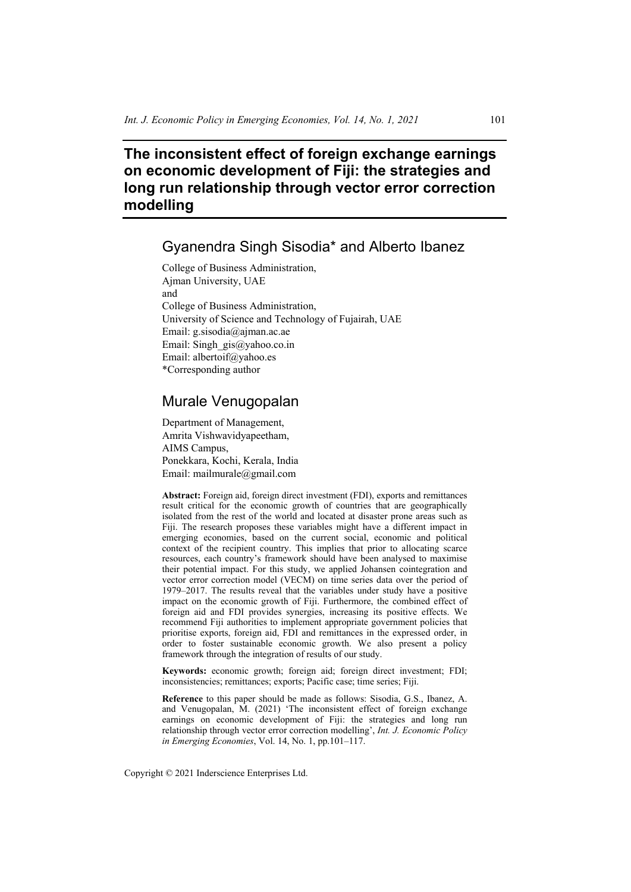# The inconsistent effect of foreign exchange earnings on economic development of Fiji: the strategies and long run relationship through vector error correction modelling

## Gyanendra Singh Sisodia* and Alberto Ibanez

College of Business Administration,
Ajman University, UAE
and
College of Business Administration,
University of Science and Technology of Fujairah, UAE
Email: g.sisodia@ajman.ac.ae
Email: Singh_gis@yahoo.co.in
Email: albertoif@yahoo.es
*Corresponding author

## Murale Venugopalan

Department of Management,
Amrita Vishwavidyapeetham,
AIMS Campus,
Ponekkara, Kochi, Kerala, India
Email: mailmurale@gmail.com

**Abstract:** Foreign aid, foreign direct investment (FDI), exports and remittances result critical for the economic growth of countries that are geographically isolated from the rest of the world and located at disaster prone areas such as Fiji. The research proposes these variables might have a different impact in emerging economies, based on the current social, economic and political context of the recipient country. This implies that prior to allocating scarce resources, each country's framework should have been analysed to maximise their potential impact. For this study, we applied Johansen cointegration and vector error correction model (VECM) on time series data over the period of 1979–2017. The results reveal that the variables under study have a positive impact on the economic growth of Fiji. Furthermore, the combined effect of foreign aid and FDI provides synergies, increasing its positive effects. We recommend Fiji authorities to implement appropriate government policies that prioritise exports, foreign aid, FDI and remittances in the expressed order, in order to foster sustainable economic growth. We also present a policy framework through the integration of results of our study.

**Keywords:** economic growth; foreign aid; foreign direct investment; FDI; inconsistencies; remittances; exports; Pacific case; time series; Fiji.

**Reference** to this paper should be made as follows: Sisodia, G.S., Ibanez, A. and Venugopalan, M. (2021) 'The inconsistent effect of foreign exchange earnings on economic development of Fiji: the strategies and long run relationship through vector error correction modelling', *Int. J. Economic Policy in Emerging Economies*, Vol. 14, No. 1, pp.101–117.

Copyright © 2021 Inderscience Enterprises Ltd.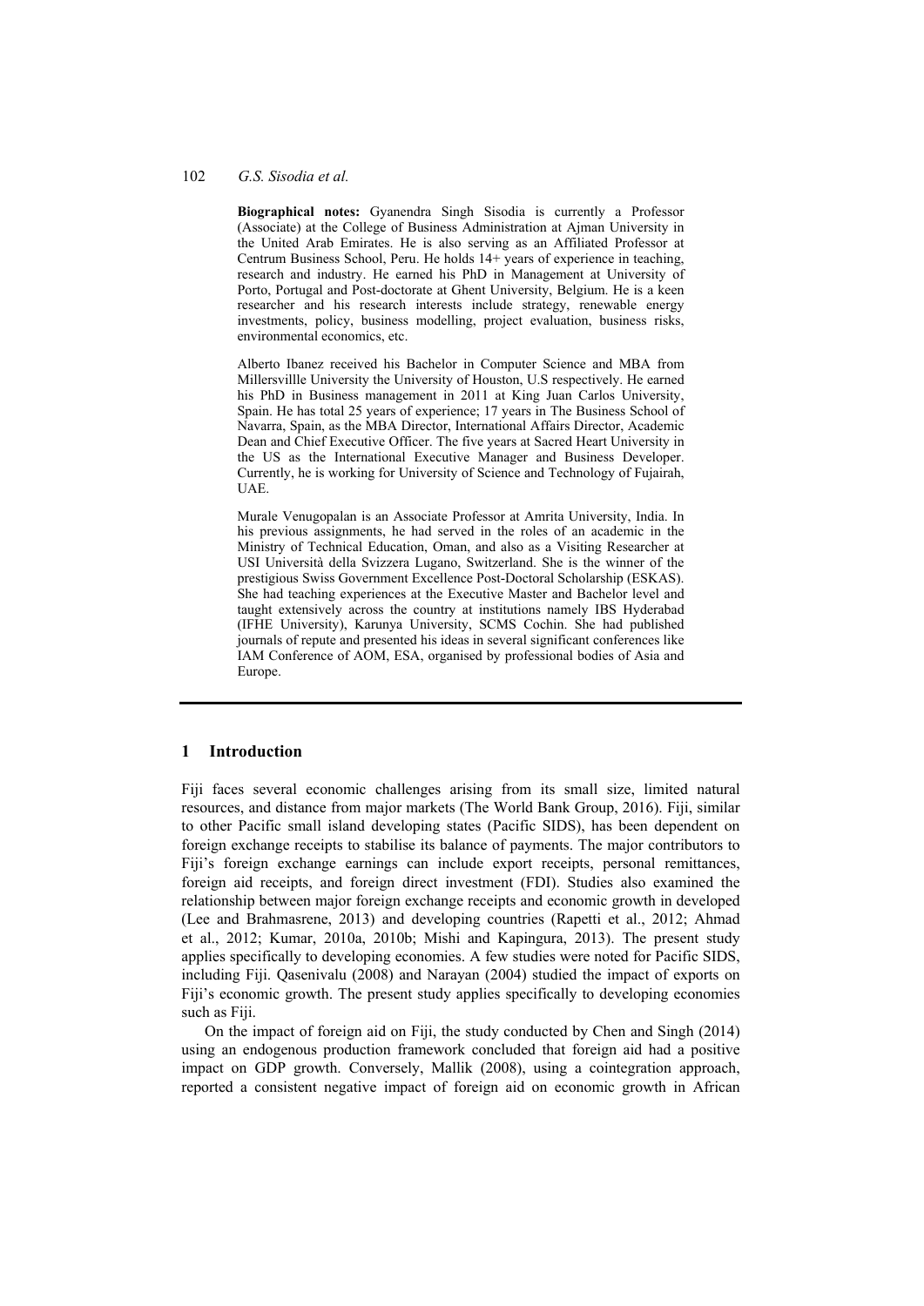**Biographical notes:** Gyanendra Singh Sisodia is currently a Professor (Associate) at the College of Business Administration at Ajman University in the United Arab Emirates. He is also serving as an Affiliated Professor at Centrum Business School, Peru. He holds 14+ years of experience in teaching, research and industry. He earned his PhD in Management at University of Porto, Portugal and Post-doctorate at Ghent University, Belgium. He is a keen researcher and his research interests include strategy, renewable energy investments, policy, business modelling, project evaluation, business risks, environmental economics, etc.

Alberto Ibanez received his Bachelor in Computer Science and MBA from Millersvillle University the University of Houston, U.S respectively. He earned his PhD in Business management in 2011 at King Juan Carlos University, Spain. He has total 25 years of experience; 17 years in The Business School of Navarra, Spain, as the MBA Director, International Affairs Director, Academic Dean and Chief Executive Officer. The five years at Sacred Heart University in the US as the International Executive Manager and Business Developer. Currently, he is working for University of Science and Technology of Fujairah, UAE.

Murale Venugopalan is an Associate Professor at Amrita University, India. In his previous assignments, he had served in the roles of an academic in the Ministry of Technical Education, Oman, and also as a Visiting Researcher at USI Università della Svizzera Lugano, Switzerland. She is the winner of the prestigious Swiss Government Excellence Post-Doctoral Scholarship (ESKAS). She had teaching experiences at the Executive Master and Bachelor level and taught extensively across the country at institutions namely IBS Hyderabad (IFHE University), Karunya University, SCMS Cochin. She had published journals of repute and presented his ideas in several significant conferences like IAM Conference of AOM, ESA, organised by professional bodies of Asia and Europe.

## 1 Introduction

Fiji faces several economic challenges arising from its small size, limited natural resources, and distance from major markets (The World Bank Group, 2016). Fiji, similar to other Pacific small island developing states (Pacific SIDS), has been dependent on foreign exchange receipts to stabilise its balance of payments. The major contributors to Fiji's foreign exchange earnings can include export receipts, personal remittances, foreign aid receipts, and foreign direct investment (FDI). Studies also examined the relationship between major foreign exchange receipts and economic growth in developed (Lee and Brahmasrene, 2013) and developing countries (Rapetti et al., 2012; Ahmad et al., 2012; Kumar, 2010a, 2010b; Mishi and Kapingura, 2013). The present study applies specifically to developing economies. A few studies were noted for Pacific SIDS, including Fiji. Qasenivalu (2008) and Narayan (2004) studied the impact of exports on Fiji's economic growth. The present study applies specifically to developing economies such as Fiji.

On the impact of foreign aid on Fiji, the study conducted by Chen and Singh (2014) using an endogenous production framework concluded that foreign aid had a positive impact on GDP growth. Conversely, Mallik (2008), using a cointegration approach, reported a consistent negative impact of foreign aid on economic growth in African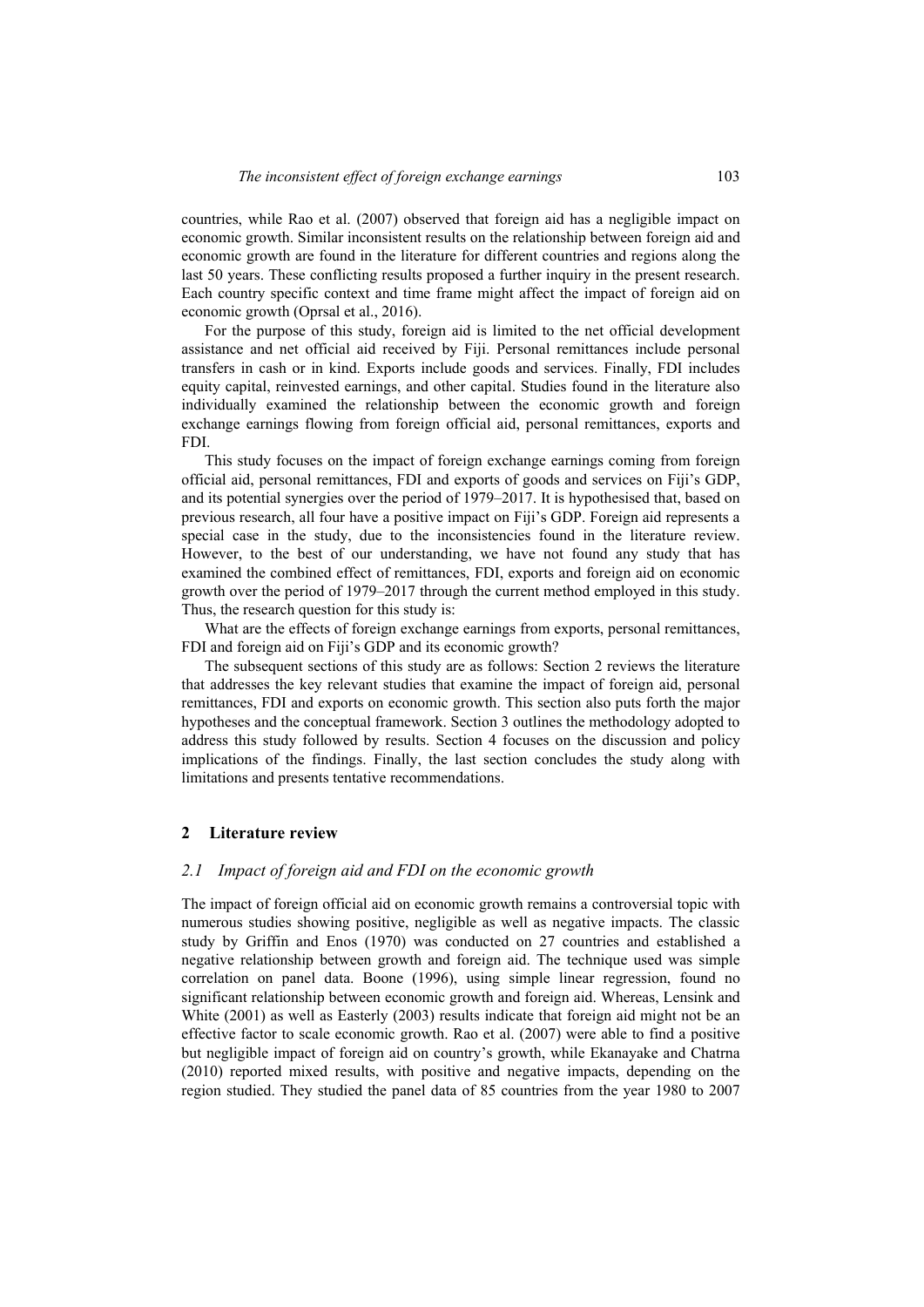countries, while Rao et al. (2007) observed that foreign aid has a negligible impact on economic growth. Similar inconsistent results on the relationship between foreign aid and economic growth are found in the literature for different countries and regions along the last 50 years. These conflicting results proposed a further inquiry in the present research. Each country specific context and time frame might affect the impact of foreign aid on economic growth (Oprsal et al., 2016).

For the purpose of this study, foreign aid is limited to the net official development assistance and net official aid received by Fiji. Personal remittances include personal transfers in cash or in kind. Exports include goods and services. Finally, FDI includes equity capital, reinvested earnings, and other capital. Studies found in the literature also individually examined the relationship between the economic growth and foreign exchange earnings flowing from foreign official aid, personal remittances, exports and FDI.

This study focuses on the impact of foreign exchange earnings coming from foreign official aid, personal remittances, FDI and exports of goods and services on Fiji's GDP, and its potential synergies over the period of 1979–2017. It is hypothesised that, based on previous research, all four have a positive impact on Fiji's GDP. Foreign aid represents a special case in the study, due to the inconsistencies found in the literature review. However, to the best of our understanding, we have not found any study that has examined the combined effect of remittances, FDI, exports and foreign aid on economic growth over the period of 1979–2017 through the current method employed in this study. Thus, the research question for this study is:

What are the effects of foreign exchange earnings from exports, personal remittances, FDI and foreign aid on Fiji's GDP and its economic growth?

The subsequent sections of this study are as follows: Section 2 reviews the literature that addresses the key relevant studies that examine the impact of foreign aid, personal remittances, FDI and exports on economic growth. This section also puts forth the major hypotheses and the conceptual framework. Section 3 outlines the methodology adopted to address this study followed by results. Section 4 focuses on the discussion and policy implications of the findings. Finally, the last section concludes the study along with limitations and presents tentative recommendations.

## 2 Literature review

### *2.1 Impact of foreign aid and FDI on the economic growth*

The impact of foreign official aid on economic growth remains a controversial topic with numerous studies showing positive, negligible as well as negative impacts. The classic study by Griffin and Enos (1970) was conducted on 27 countries and established a negative relationship between growth and foreign aid. The technique used was simple correlation on panel data. Boone (1996), using simple linear regression, found no significant relationship between economic growth and foreign aid. Whereas, Lensink and White (2001) as well as Easterly (2003) results indicate that foreign aid might not be an effective factor to scale economic growth. Rao et al. (2007) were able to find a positive but negligible impact of foreign aid on country's growth, while Ekanayake and Chatrna (2010) reported mixed results, with positive and negative impacts, depending on the region studied. They studied the panel data of 85 countries from the year 1980 to 2007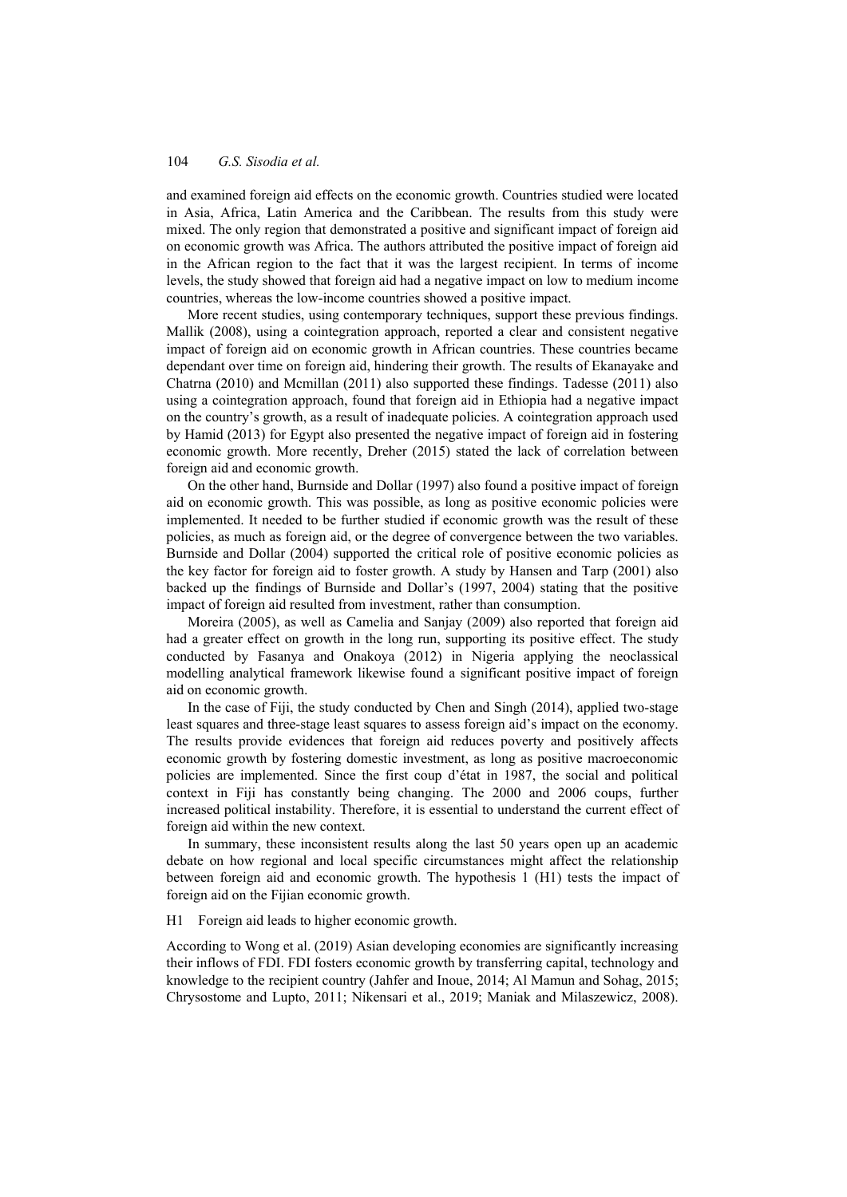and examined foreign aid effects on the economic growth. Countries studied were located in Asia, Africa, Latin America and the Caribbean. The results from this study were mixed. The only region that demonstrated a positive and significant impact of foreign aid on economic growth was Africa. The authors attributed the positive impact of foreign aid in the African region to the fact that it was the largest recipient. In terms of income levels, the study showed that foreign aid had a negative impact on low to medium income countries, whereas the low-income countries showed a positive impact.

More recent studies, using contemporary techniques, support these previous findings. Mallik (2008), using a cointegration approach, reported a clear and consistent negative impact of foreign aid on economic growth in African countries. These countries became dependant over time on foreign aid, hindering their growth. The results of Ekanayake and Chatrna (2010) and Mcmillan (2011) also supported these findings. Tadesse (2011) also using a cointegration approach, found that foreign aid in Ethiopia had a negative impact on the country's growth, as a result of inadequate policies. A cointegration approach used by Hamid (2013) for Egypt also presented the negative impact of foreign aid in fostering economic growth. More recently, Dreher (2015) stated the lack of correlation between foreign aid and economic growth.

On the other hand, Burnside and Dollar (1997) also found a positive impact of foreign aid on economic growth. This was possible, as long as positive economic policies were implemented. It needed to be further studied if economic growth was the result of these policies, as much as foreign aid, or the degree of convergence between the two variables. Burnside and Dollar (2004) supported the critical role of positive economic policies as the key factor for foreign aid to foster growth. A study by Hansen and Tarp (2001) also backed up the findings of Burnside and Dollar's (1997, 2004) stating that the positive impact of foreign aid resulted from investment, rather than consumption.

Moreira (2005), as well as Camelia and Sanjay (2009) also reported that foreign aid had a greater effect on growth in the long run, supporting its positive effect. The study conducted by Fasanya and Onakoya (2012) in Nigeria applying the neoclassical modelling analytical framework likewise found a significant positive impact of foreign aid on economic growth.

In the case of Fiji, the study conducted by Chen and Singh (2014), applied two-stage least squares and three-stage least squares to assess foreign aid's impact on the economy. The results provide evidences that foreign aid reduces poverty and positively affects economic growth by fostering domestic investment, as long as positive macroeconomic policies are implemented. Since the first coup d'état in 1987, the social and political context in Fiji has constantly being changing. The 2000 and 2006 coups, further increased political instability. Therefore, it is essential to understand the current effect of foreign aid within the new context.

In summary, these inconsistent results along the last 50 years open up an academic debate on how regional and local specific circumstances might affect the relationship between foreign aid and economic growth. The hypothesis 1 (H1) tests the impact of foreign aid on the Fijian economic growth.

H1 Foreign aid leads to higher economic growth.

According to Wong et al. (2019) Asian developing economies are significantly increasing their inflows of FDI. FDI fosters economic growth by transferring capital, technology and knowledge to the recipient country (Jahfer and Inoue, 2014; Al Mamun and Sohag, 2015; Chrysostome and Lupto, 2011; Nikensari et al., 2019; Maniak and Milaszewicz, 2008).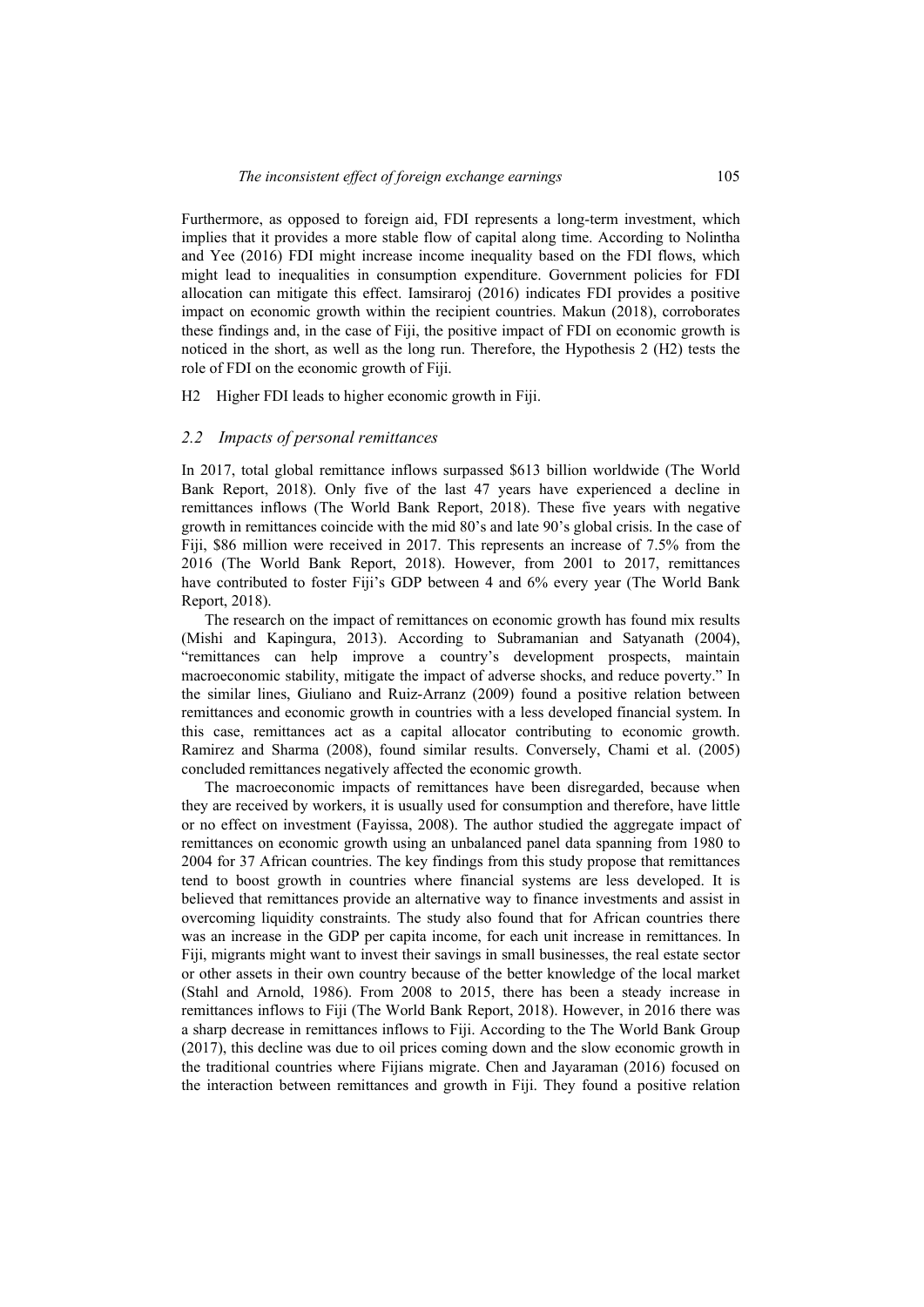Furthermore, as opposed to foreign aid, FDI represents a long-term investment, which implies that it provides a more stable flow of capital along time. According to Nolintha and Yee (2016) FDI might increase income inequality based on the FDI flows, which might lead to inequalities in consumption expenditure. Government policies for FDI allocation can mitigate this effect. Iamsiraroj (2016) indicates FDI provides a positive impact on economic growth within the recipient countries. Makun (2018), corroborates these findings and, in the case of Fiji, the positive impact of FDI on economic growth is noticed in the short, as well as the long run. Therefore, the Hypothesis 2 (H2) tests the role of FDI on the economic growth of Fiji.

H2 Higher FDI leads to higher economic growth in Fiji.

### *2.2 Impacts of personal remittances*

In 2017, total global remittance inflows surpassed $613 billion worldwide (The World Bank Report, 2018). Only five of the last 47 years have experienced a decline in remittances inflows (The World Bank Report, 2018). These five years with negative growth in remittances coincide with the mid 80's and late 90's global crisis. In the case of Fiji, $86 million were received in 2017. This represents an increase of 7.5% from the 2016 (The World Bank Report, 2018). However, from 2001 to 2017, remittances have contributed to foster Fiji's GDP between 4 and 6% every year (The World Bank Report, 2018).

The research on the impact of remittances on economic growth has found mix results (Mishi and Kapingura, 2013). According to Subramanian and Satyanath (2004), "remittances can help improve a country's development prospects, maintain macroeconomic stability, mitigate the impact of adverse shocks, and reduce poverty." In the similar lines, Giuliano and Ruiz-Arranz (2009) found a positive relation between remittances and economic growth in countries with a less developed financial system. In this case, remittances act as a capital allocator contributing to economic growth. Ramirez and Sharma (2008), found similar results. Conversely, Chami et al. (2005) concluded remittances negatively affected the economic growth.

The macroeconomic impacts of remittances have been disregarded, because when they are received by workers, it is usually used for consumption and therefore, have little or no effect on investment (Fayissa, 2008). The author studied the aggregate impact of remittances on economic growth using an unbalanced panel data spanning from 1980 to 2004 for 37 African countries. The key findings from this study propose that remittances tend to boost growth in countries where financial systems are less developed. It is believed that remittances provide an alternative way to finance investments and assist in overcoming liquidity constraints. The study also found that for African countries there was an increase in the GDP per capita income, for each unit increase in remittances. In Fiji, migrants might want to invest their savings in small businesses, the real estate sector or other assets in their own country because of the better knowledge of the local market (Stahl and Arnold, 1986). From 2008 to 2015, there has been a steady increase in remittances inflows to Fiji (The World Bank Report, 2018). However, in 2016 there was a sharp decrease in remittances inflows to Fiji. According to the The World Bank Group (2017), this decline was due to oil prices coming down and the slow economic growth in the traditional countries where Fijians migrate. Chen and Jayaraman (2016) focused on the interaction between remittances and growth in Fiji. They found a positive relation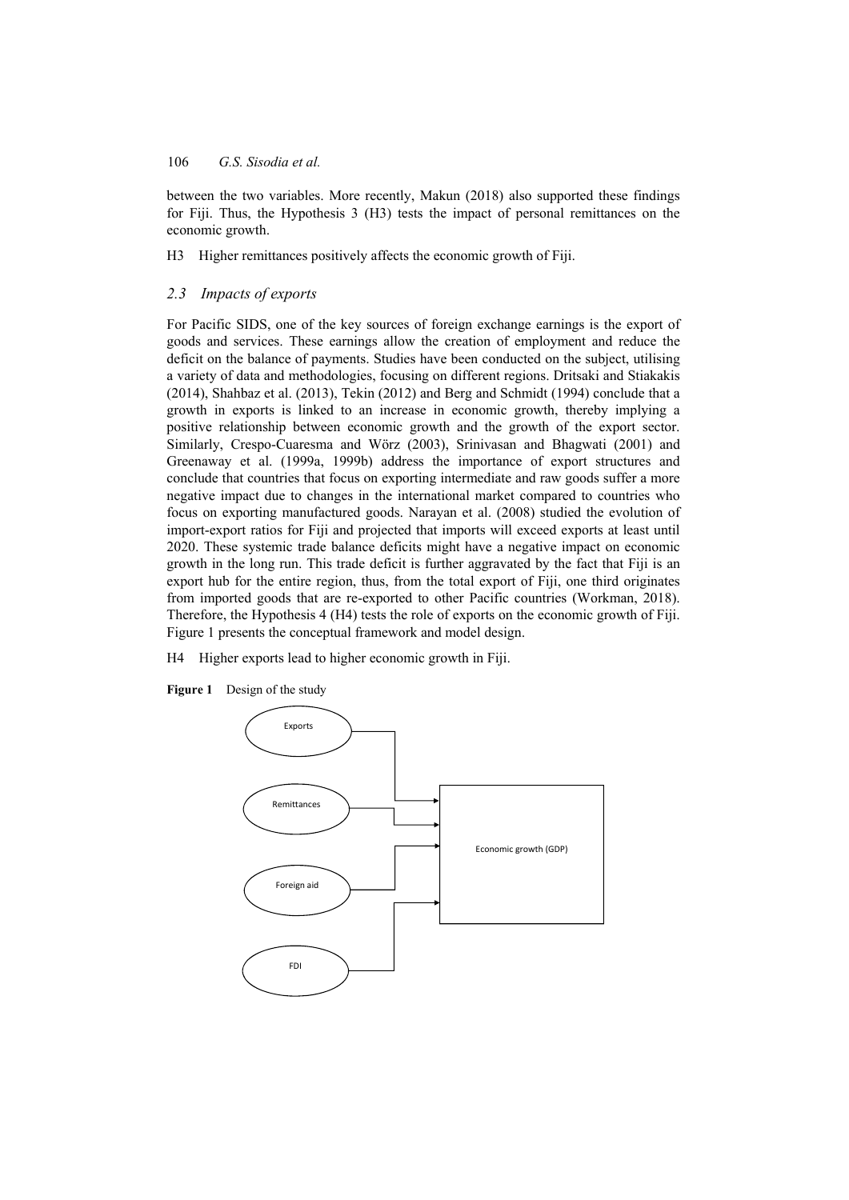between the two variables. More recently, Makun (2018) also supported these findings for Fiji. Thus, the Hypothesis 3 (H3) tests the impact of personal remittances on the economic growth.

H3 Higher remittances positively affects the economic growth of Fiji.

### 2.3 Impacts of exports

For Pacific SIDS, one of the key sources of foreign exchange earnings is the export of goods and services. These earnings allow the creation of employment and reduce the deficit on the balance of payments. Studies have been conducted on the subject, utilising a variety of data and methodologies, focusing on different regions. Dritsaki and Stiakakis (2014), Shahbaz et al. (2013), Tekin (2012) and Berg and Schmidt (1994) conclude that a growth in exports is linked to an increase in economic growth, thereby implying a positive relationship between economic growth and the growth of the export sector. Similarly, Crespo-Cuaresma and Wörz (2003), Srinivasan and Bhagwati (2001) and Greenaway et al. (1999a, 1999b) address the importance of export structures and conclude that countries that focus on exporting intermediate and raw goods suffer a more negative impact due to changes in the international market compared to countries who focus on exporting manufactured goods. Narayan et al. (2008) studied the evolution of import-export ratios for Fiji and projected that imports will exceed exports at least until 2020. These systemic trade balance deficits might have a negative impact on economic growth in the long run. This trade deficit is further aggravated by the fact that Fiji is an export hub for the entire region, thus, from the total export of Fiji, one third originates from imported goods that are re-exported to other Pacific countries (Workman, 2018). Therefore, the Hypothesis 4 (H4) tests the role of exports on the economic growth of Fiji. Figure 1 presents the conceptual framework and model design.

H4 Higher exports lead to higher economic growth in Fiji.

**Figure 1** Design of the study

Exports → Economic growth (GDP)
Remittances → Economic growth (GDP)
Foreign aid → Economic growth (GDP)
FDI → Economic growth (GDP)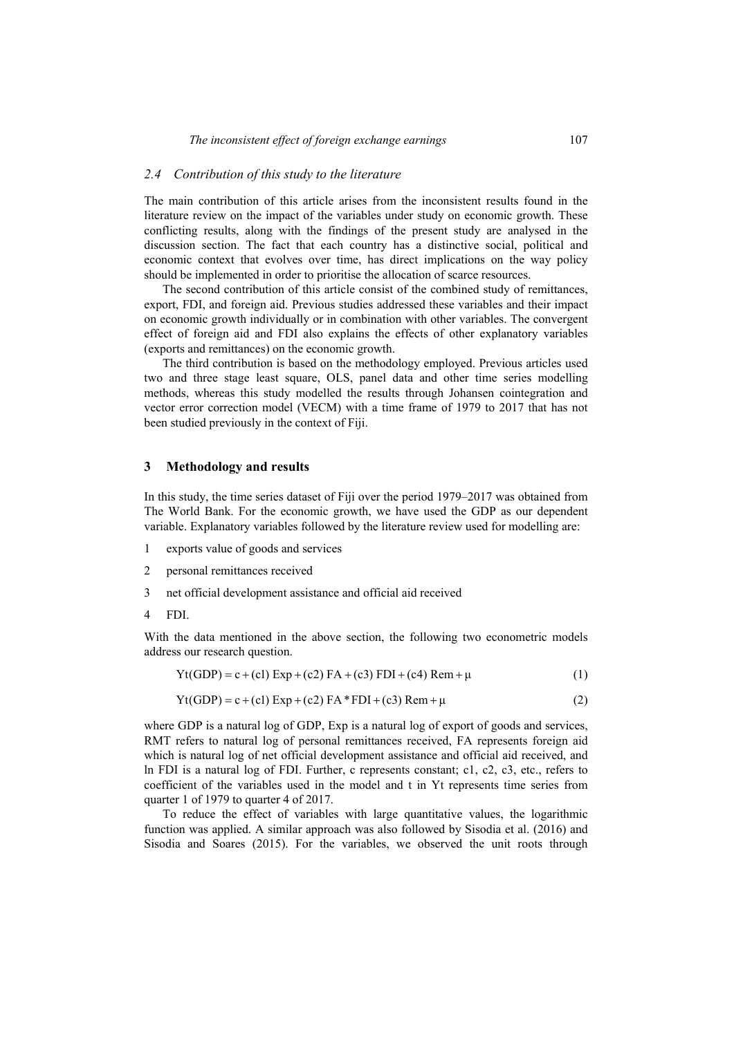### 2.4 Contribution of this study to the literature

The main contribution of this article arises from the inconsistent results found in the literature review on the impact of the variables under study on economic growth. These conflicting results, along with the findings of the present study are analysed in the discussion section. The fact that each country has a distinctive social, political and economic context that evolves over time, has direct implications on the way policy should be implemented in order to prioritise the allocation of scarce resources.

The second contribution of this article consist of the combined study of remittances, export, FDI, and foreign aid. Previous studies addressed these variables and their impact on economic growth individually or in combination with other variables. The convergent effect of foreign aid and FDI also explains the effects of other explanatory variables (exports and remittances) on the economic growth.

The third contribution is based on the methodology employed. Previous articles used two and three stage least square, OLS, panel data and other time series modelling methods, whereas this study modelled the results through Johansen cointegration and vector error correction model (VECM) with a time frame of 1979 to 2017 that has not been studied previously in the context of Fiji.

## 3 Methodology and results

In this study, the time series dataset of Fiji over the period 1979–2017 was obtained from The World Bank. For the economic growth, we have used the GDP as our dependent variable. Explanatory variables followed by the literature review used for modelling are:

1. exports value of goods and services
2. personal remittances received
3. net official development assistance and official aid received
4. FDI.

With the data mentioned in the above section, the following two econometric models address our research question.

$$Yt(GDP) = c + (c1)\ Exp + (c2)\ FA + (c3)\ FDI + (c4)\ Rem + \mu \quad (1)$$

$$Yt(GDP) = c + (c1)\ Exp + (c2)\ FA * FDI + (c3)\ Rem + \mu \quad (2)$$

where GDP is a natural log of GDP, Exp is a natural log of export of goods and services, RMT refers to natural log of personal remittances received, FA represents foreign aid which is natural log of net official development assistance and official aid received, and ln FDI is a natural log of FDI. Further, c represents constant; c1, c2, c3, etc., refers to coefficient of the variables used in the model and t in Yt represents time series from quarter 1 of 1979 to quarter 4 of 2017.

To reduce the effect of variables with large quantitative values, the logarithmic function was applied. A similar approach was also followed by Sisodia et al. (2016) and Sisodia and Soares (2015). For the variables, we observed the unit roots through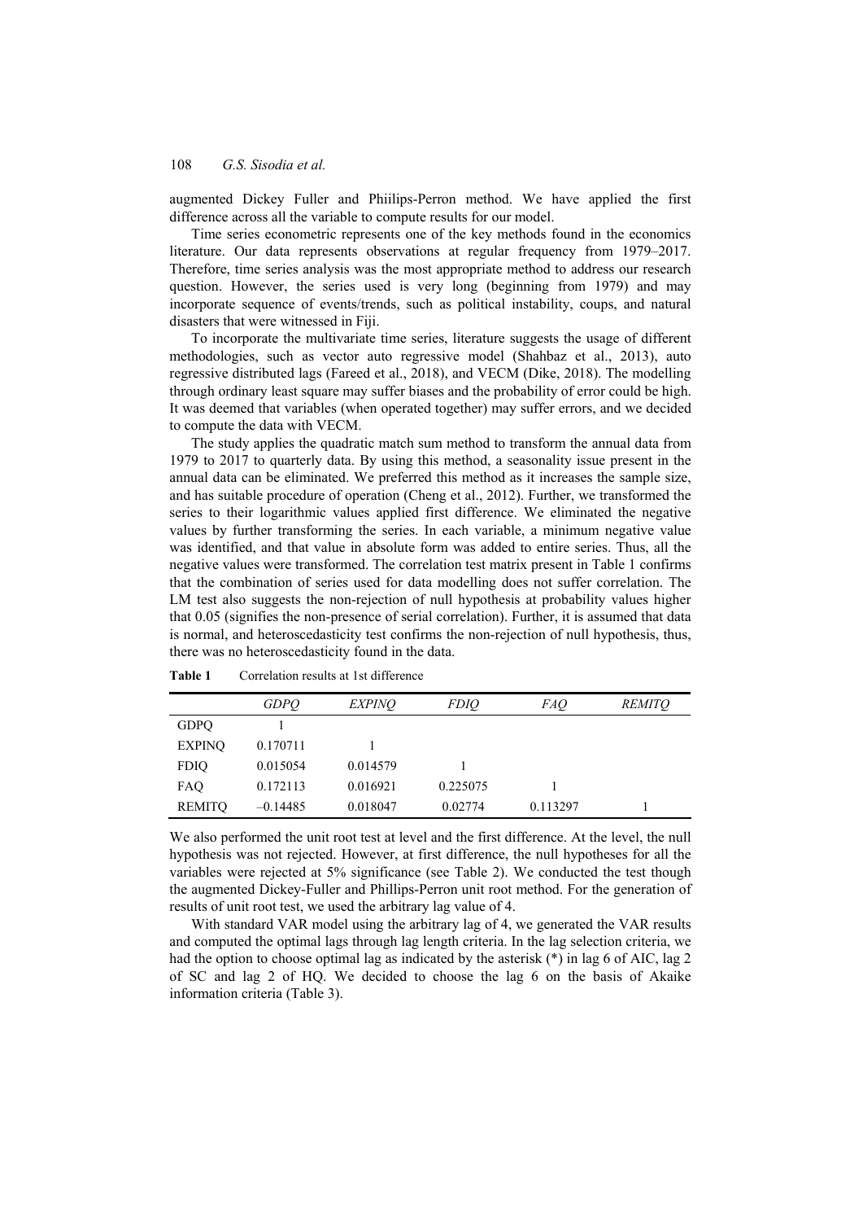augmented Dickey Fuller and Phiilips-Perron method. We have applied the first difference across all the variable to compute results for our model.

Time series econometric represents one of the key methods found in the economics literature. Our data represents observations at regular frequency from 1979–2017. Therefore, time series analysis was the most appropriate method to address our research question. However, the series used is very long (beginning from 1979) and may incorporate sequence of events/trends, such as political instability, coups, and natural disasters that were witnessed in Fiji.

To incorporate the multivariate time series, literature suggests the usage of different methodologies, such as vector auto regressive model (Shahbaz et al., 2013), auto regressive distributed lags (Fareed et al., 2018), and VECM (Dike, 2018). The modelling through ordinary least square may suffer biases and the probability of error could be high. It was deemed that variables (when operated together) may suffer errors, and we decided to compute the data with VECM.

The study applies the quadratic match sum method to transform the annual data from 1979 to 2017 to quarterly data. By using this method, a seasonality issue present in the annual data can be eliminated. We preferred this method as it increases the sample size, and has suitable procedure of operation (Cheng et al., 2012). Further, we transformed the series to their logarithmic values applied first difference. We eliminated the negative values by further transforming the series. In each variable, a minimum negative value was identified, and that value in absolute form was added to entire series. Thus, all the negative values were transformed. The correlation test matrix present in Table 1 confirms that the combination of series used for data modelling does not suffer correlation. The LM test also suggests the non-rejection of null hypothesis at probability values higher that 0.05 (signifies the non-presence of serial correlation). Further, it is assumed that data is normal, and heteroscedasticity test confirms the non-rejection of null hypothesis, thus, there was no heteroscedasticity found in the data.

**Table 1** Correlation results at 1st difference

| | *GDPQ* | *EXPINQ* | *FDIQ* | *FAQ* | *REMITQ* |
|---|---|---|---|---|---|
| GDPQ | 1 | | | | |
| EXPINQ | 0.170711 | 1 | | | |
| FDIQ | 0.015054 | 0.014579 | 1 | | |
| FAQ | 0.172113 | 0.016921 | 0.225075 | 1 | |
| REMITQ | –0.14485 | 0.018047 | 0.02774 | 0.113297 | 1 |

We also performed the unit root test at level and the first difference. At the level, the null hypothesis was not rejected. However, at first difference, the null hypotheses for all the variables were rejected at 5% significance (see Table 2). We conducted the test though the augmented Dickey-Fuller and Phillips-Perron unit root method. For the generation of results of unit root test, we used the arbitrary lag value of 4.

With standard VAR model using the arbitrary lag of 4, we generated the VAR results and computed the optimal lags through lag length criteria. In the lag selection criteria, we had the option to choose optimal lag as indicated by the asterisk (*) in lag 6 of AIC, lag 2 of SC and lag 2 of HQ. We decided to choose the lag 6 on the basis of Akaike information criteria (Table 3).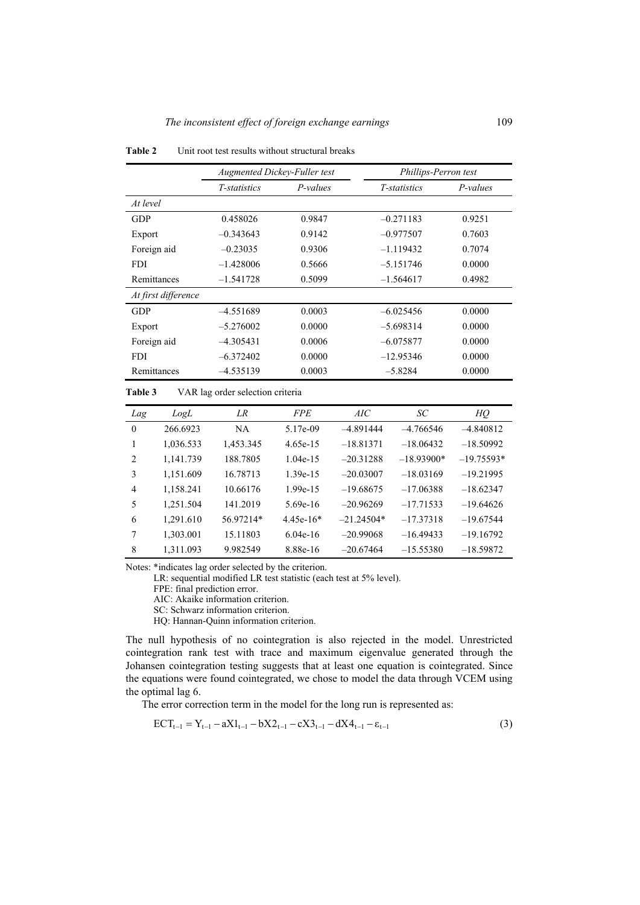**Table 2** Unit root test results without structural breaks

| | *Augmented Dickey-Fuller test* | | *Phillips-Perron test* | |
|---|---|---|---|---|
| | *T-statistics* | *P-values* | *T-statistics* | *P-values* |
| *At level* | | | | |
| GDP | 0.458026 | 0.9847 | –0.271183 | 0.9251 |
| Export | –0.343643 | 0.9142 | –0.977507 | 0.7603 |
| Foreign aid | –0.23035 | 0.9306 | –1.119432 | 0.7074 |
| FDI | –1.428006 | 0.5666 | –5.151746 | 0.0000 |
| Remittances | –1.541728 | 0.5099 | –1.564617 | 0.4982 |
| *At first difference* | | | | |
| GDP | –4.551689 | 0.0003 | –6.025456 | 0.0000 |
| Export | –5.276002 | 0.0000 | –5.698314 | 0.0000 |
| Foreign aid | –4.305431 | 0.0006 | –6.075877 | 0.0000 |
| FDI | –6.372402 | 0.0000 | –12.95346 | 0.0000 |
| Remittances | –4.535139 | 0.0003 | –5.8284 | 0.0000 |

**Table 3** VAR lag order selection criteria

| *Lag* | *LogL* | *LR* | *FPE* | *AIC* | *SC* | *HQ* |
|---|---|---|---|---|---|---|
| 0 | 266.6923 | NA | 5.17e-09 | –4.891444 | –4.766546 | –4.840812 |
| 1 | 1,036.533 | 1,453.345 | 4.65e-15 | –18.81371 | –18.06432 | –18.50992 |
| 2 | 1,141.739 | 188.7805 | 1.04e-15 | –20.31288 | –18.93900* | –19.75593* |
| 3 | 1,151.609 | 16.78713 | 1.39e-15 | –20.03007 | –18.03169 | –19.21995 |
| 4 | 1,158.241 | 10.66176 | 1.99e-15 | –19.68675 | –17.06388 | –18.62347 |
| 5 | 1,251.504 | 141.2019 | 5.69e-16 | –20.96269 | –17.71533 | –19.64626 |
| 6 | 1,291.610 | 56.97214* | 4.45e-16* | –21.24504* | –17.37318 | –19.67544 |
| 7 | 1,303.001 | 15.11803 | 6.04e-16 | –20.99068 | –16.49433 | –19.16792 |
| 8 | 1,311.093 | 9.982549 | 8.88e-16 | –20.67464 | –15.55380 | –18.59872 |

Notes: *indicates lag order selected by the criterion.
LR: sequential modified LR test statistic (each test at 5% level).
FPE: final prediction error.
AIC: Akaike information criterion.
SC: Schwarz information criterion.
HQ: Hannan-Quinn information criterion.

The null hypothesis of no cointegration is also rejected in the model. Unrestricted cointegration rank test with trace and maximum eigenvalue generated through the Johansen cointegration testing suggests that at least one equation is cointegrated. Since the equations were found cointegrated, we chose to model the data through VCEM using the optimal lag 6.

The error correction term in the model for the long run is represented as:

$$ECT_{t-1} = Y_{t-1} - aX1_{t-1} - bX2_{t-1} - cX3_{t-1} - dX4_{t-1} - \varepsilon_{t-1} \tag{3}$$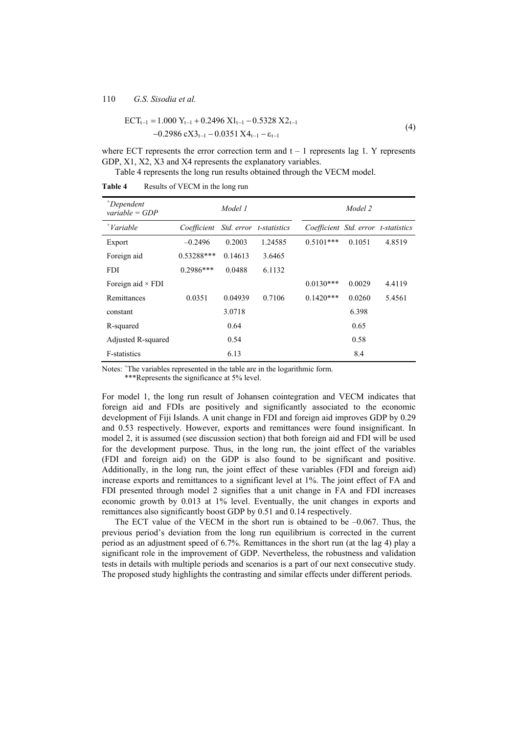$$\begin{aligned} ECT_{t-1} = 1.000\, Y_{t-1} + 0.2496\, X1_{t-1} - 0.5328\, X2_{t-1} \\ -0.2986\, cX3_{t-1} - 0.0351\, X4_{t-1} - \varepsilon_{t-1} \end{aligned} \tag{4}$$

where ECT represents the error correction term and $t - 1$ represents lag 1. Y represents GDP, X1, X2, X3 and X4 represents the explanatory variables.

Table 4 represents the long run results obtained through the VECM model.

**Table 4** Results of VECM in the long run

| *Dependent variable = GDP* [+] | *Model 1* | | | *Model 2* | | |
|---|---|---|---|---|---|---|
| *Variable* [+] | *Coefficient* | *Std. error* | *t-statistics* | *Coefficient* | *Std. error* | *t-statistics* |
| Export | –0.2496 | 0.2003 | 1.24585 | 0.5101*** | 0.1051 | 4.8519 |
| Foreign aid | 0.53288*** | 0.14613 | 3.6465 | | | |
| FDI | 0.2986*** | 0.0488 | 6.1132 | | | |
| Foreign aid × FDI | | | | 0.0130*** | 0.0029 | 4.4119 |
| Remittances | 0.0351 | 0.04939 | 0.7106 | 0.1420*** | 0.0260 | 5.4561 |
| constant | | 3.0718 | | | 6.398 | |
| R-squared | | 0.64 | | | 0.65 | |
| Adjusted R-squared | | 0.54 | | | 0.58 | |
| F-statistics | | 6.13 | | | 8.4 | |

Notes: [+]The variables represented in the table are in the logarithmic form.
***Represents the significance at 5% level.

For model 1, the long run result of Johansen cointegration and VECM indicates that foreign aid and FDIs are positively and significantly associated to the economic development of Fiji Islands. A unit change in FDI and foreign aid improves GDP by 0.29 and 0.53 respectively. However, exports and remittances were found insignificant. In model 2, it is assumed (see discussion section) that both foreign aid and FDI will be used for the development purpose. Thus, in the long run, the joint effect of the variables (FDI and foreign aid) on the GDP is also found to be significant and positive. Additionally, in the long run, the joint effect of these variables (FDI and foreign aid) increase exports and remittances to a significant level at 1%. The joint effect of FA and FDI presented through model 2 signifies that a unit change in FA and FDI increases economic growth by 0.013 at 1% level. Eventually, the unit changes in exports and remittances also significantly boost GDP by 0.51 and 0.14 respectively.

The ECT value of the VECM in the short run is obtained to be –0.067. Thus, the previous period's deviation from the long run equilibrium is corrected in the current period as an adjustment speed of 6.7%. Remittances in the short run (at the lag 4) play a significant role in the improvement of GDP. Nevertheless, the robustness and validation tests in details with multiple periods and scenarios is a part of our next consecutive study. The proposed study highlights the contrasting and similar effects under different periods.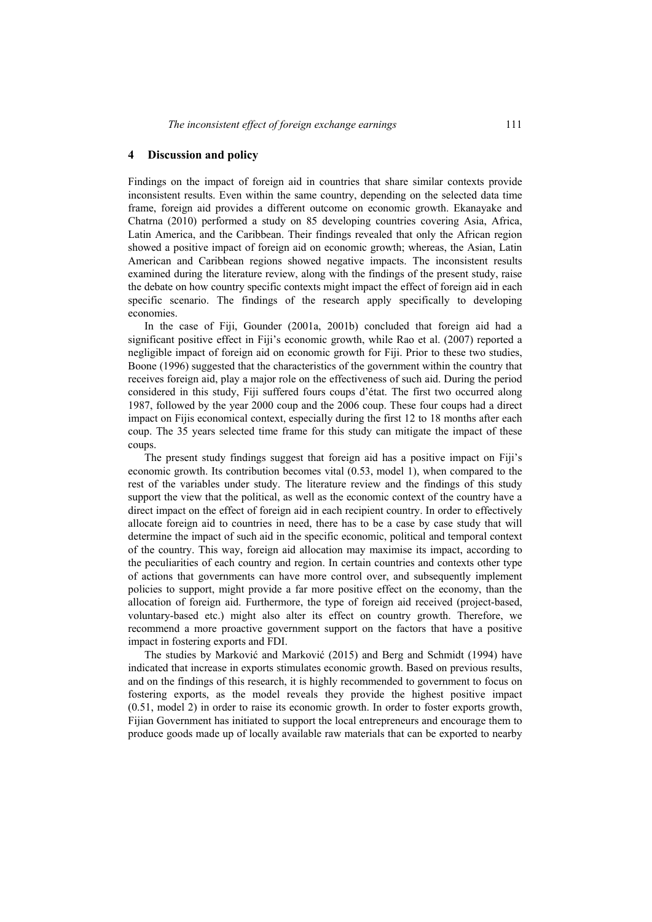## 4 Discussion and policy

Findings on the impact of foreign aid in countries that share similar contexts provide inconsistent results. Even within the same country, depending on the selected data time frame, foreign aid provides a different outcome on economic growth. Ekanayake and Chatrna (2010) performed a study on 85 developing countries covering Asia, Africa, Latin America, and the Caribbean. Their findings revealed that only the African region showed a positive impact of foreign aid on economic growth; whereas, the Asian, Latin American and Caribbean regions showed negative impacts. The inconsistent results examined during the literature review, along with the findings of the present study, raise the debate on how country specific contexts might impact the effect of foreign aid in each specific scenario. The findings of the research apply specifically to developing economies.

In the case of Fiji, Gounder (2001a, 2001b) concluded that foreign aid had a significant positive effect in Fiji's economic growth, while Rao et al. (2007) reported a negligible impact of foreign aid on economic growth for Fiji. Prior to these two studies, Boone (1996) suggested that the characteristics of the government within the country that receives foreign aid, play a major role on the effectiveness of such aid. During the period considered in this study, Fiji suffered fours coups d'état. The first two occurred along 1987, followed by the year 2000 coup and the 2006 coup. These four coups had a direct impact on Fijis economical context, especially during the first 12 to 18 months after each coup. The 35 years selected time frame for this study can mitigate the impact of these coups.

The present study findings suggest that foreign aid has a positive impact on Fiji's economic growth. Its contribution becomes vital (0.53, model 1), when compared to the rest of the variables under study. The literature review and the findings of this study support the view that the political, as well as the economic context of the country have a direct impact on the effect of foreign aid in each recipient country. In order to effectively allocate foreign aid to countries in need, there has to be a case by case study that will determine the impact of such aid in the specific economic, political and temporal context of the country. This way, foreign aid allocation may maximise its impact, according to the peculiarities of each country and region. In certain countries and contexts other type of actions that governments can have more control over, and subsequently implement policies to support, might provide a far more positive effect on the economy, than the allocation of foreign aid. Furthermore, the type of foreign aid received (project-based, voluntary-based etc.) might also alter its effect on country growth. Therefore, we recommend a more proactive government support on the factors that have a positive impact in fostering exports and FDI.

The studies by Marković and Marković (2015) and Berg and Schmidt (1994) have indicated that increase in exports stimulates economic growth. Based on previous results, and on the findings of this research, it is highly recommended to government to focus on fostering exports, as the model reveals they provide the highest positive impact (0.51, model 2) in order to raise its economic growth. In order to foster exports growth, Fijian Government has initiated to support the local entrepreneurs and encourage them to produce goods made up of locally available raw materials that can be exported to nearby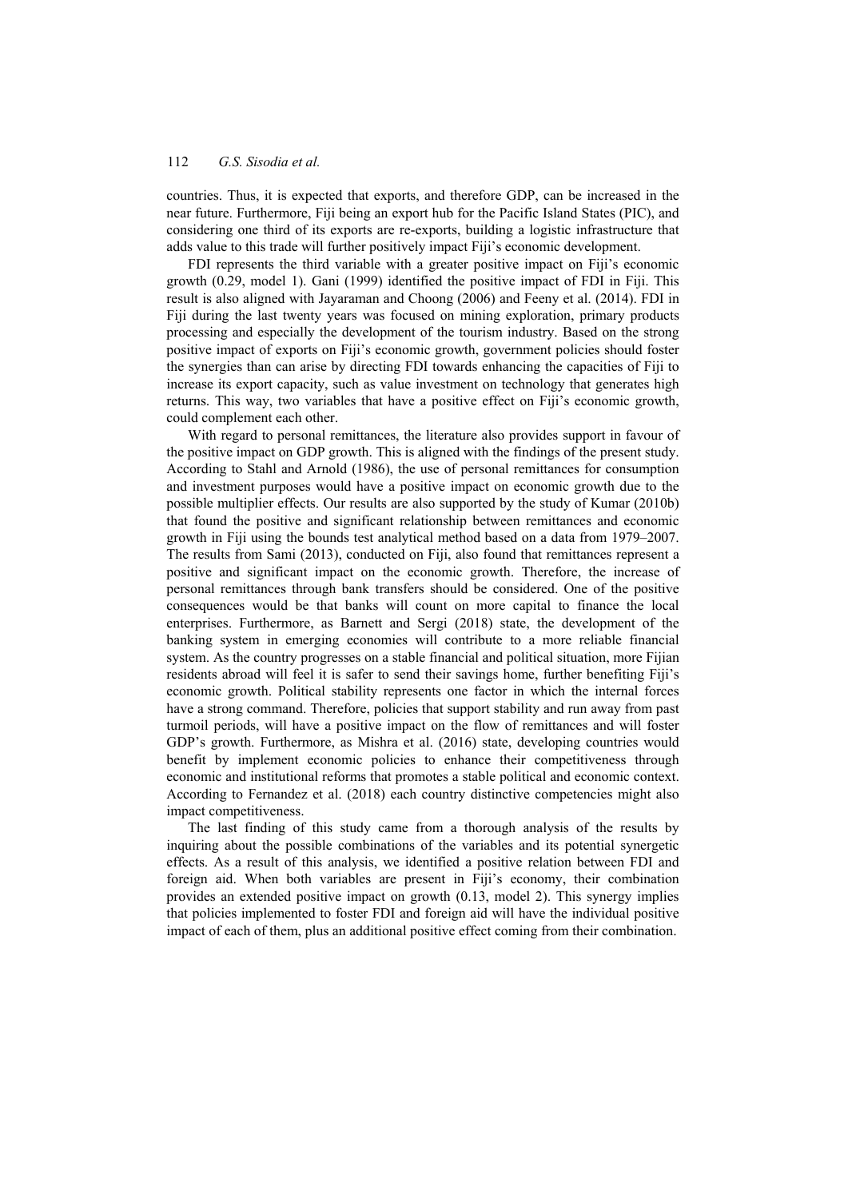countries. Thus, it is expected that exports, and therefore GDP, can be increased in the near future. Furthermore, Fiji being an export hub for the Pacific Island States (PIC), and considering one third of its exports are re-exports, building a logistic infrastructure that adds value to this trade will further positively impact Fiji's economic development.

FDI represents the third variable with a greater positive impact on Fiji's economic growth (0.29, model 1). Gani (1999) identified the positive impact of FDI in Fiji. This result is also aligned with Jayaraman and Choong (2006) and Feeny et al. (2014). FDI in Fiji during the last twenty years was focused on mining exploration, primary products processing and especially the development of the tourism industry. Based on the strong positive impact of exports on Fiji's economic growth, government policies should foster the synergies than can arise by directing FDI towards enhancing the capacities of Fiji to increase its export capacity, such as value investment on technology that generates high returns. This way, two variables that have a positive effect on Fiji's economic growth, could complement each other.

With regard to personal remittances, the literature also provides support in favour of the positive impact on GDP growth. This is aligned with the findings of the present study. According to Stahl and Arnold (1986), the use of personal remittances for consumption and investment purposes would have a positive impact on economic growth due to the possible multiplier effects. Our results are also supported by the study of Kumar (2010b) that found the positive and significant relationship between remittances and economic growth in Fiji using the bounds test analytical method based on a data from 1979–2007. The results from Sami (2013), conducted on Fiji, also found that remittances represent a positive and significant impact on the economic growth. Therefore, the increase of personal remittances through bank transfers should be considered. One of the positive consequences would be that banks will count on more capital to finance the local enterprises. Furthermore, as Barnett and Sergi (2018) state, the development of the banking system in emerging economies will contribute to a more reliable financial system. As the country progresses on a stable financial and political situation, more Fijian residents abroad will feel it is safer to send their savings home, further benefiting Fiji's economic growth. Political stability represents one factor in which the internal forces have a strong command. Therefore, policies that support stability and run away from past turmoil periods, will have a positive impact on the flow of remittances and will foster GDP's growth. Furthermore, as Mishra et al. (2016) state, developing countries would benefit by implement economic policies to enhance their competitiveness through economic and institutional reforms that promotes a stable political and economic context. According to Fernandez et al. (2018) each country distinctive competencies might also impact competitiveness.

The last finding of this study came from a thorough analysis of the results by inquiring about the possible combinations of the variables and its potential synergetic effects. As a result of this analysis, we identified a positive relation between FDI and foreign aid. When both variables are present in Fiji's economy, their combination provides an extended positive impact on growth (0.13, model 2). This synergy implies that policies implemented to foster FDI and foreign aid will have the individual positive impact of each of them, plus an additional positive effect coming from their combination.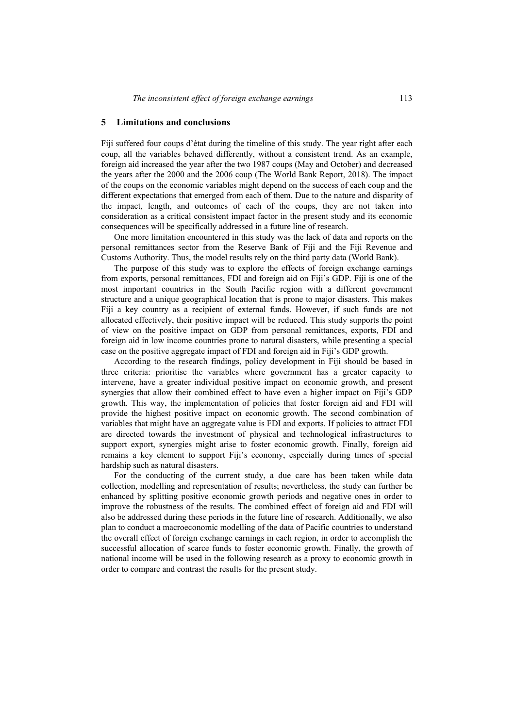## 5 Limitations and conclusions

Fiji suffered four coups d'état during the timeline of this study. The year right after each coup, all the variables behaved differently, without a consistent trend. As an example, foreign aid increased the year after the two 1987 coups (May and October) and decreased the years after the 2000 and the 2006 coup (The World Bank Report, 2018). The impact of the coups on the economic variables might depend on the success of each coup and the different expectations that emerged from each of them. Due to the nature and disparity of the impact, length, and outcomes of each of the coups, they are not taken into consideration as a critical consistent impact factor in the present study and its economic consequences will be specifically addressed in a future line of research.

One more limitation encountered in this study was the lack of data and reports on the personal remittances sector from the Reserve Bank of Fiji and the Fiji Revenue and Customs Authority. Thus, the model results rely on the third party data (World Bank).

The purpose of this study was to explore the effects of foreign exchange earnings from exports, personal remittances, FDI and foreign aid on Fiji's GDP. Fiji is one of the most important countries in the South Pacific region with a different government structure and a unique geographical location that is prone to major disasters. This makes Fiji a key country as a recipient of external funds. However, if such funds are not allocated effectively, their positive impact will be reduced. This study supports the point of view on the positive impact on GDP from personal remittances, exports, FDI and foreign aid in low income countries prone to natural disasters, while presenting a special case on the positive aggregate impact of FDI and foreign aid in Fiji's GDP growth.

According to the research findings, policy development in Fiji should be based in three criteria: prioritise the variables where government has a greater capacity to intervene, have a greater individual positive impact on economic growth, and present synergies that allow their combined effect to have even a higher impact on Fiji's GDP growth. This way, the implementation of policies that foster foreign aid and FDI will provide the highest positive impact on economic growth. The second combination of variables that might have an aggregate value is FDI and exports. If policies to attract FDI are directed towards the investment of physical and technological infrastructures to support export, synergies might arise to foster economic growth. Finally, foreign aid remains a key element to support Fiji's economy, especially during times of special hardship such as natural disasters.

For the conducting of the current study, a due care has been taken while data collection, modelling and representation of results; nevertheless, the study can further be enhanced by splitting positive economic growth periods and negative ones in order to improve the robustness of the results. The combined effect of foreign aid and FDI will also be addressed during these periods in the future line of research. Additionally, we also plan to conduct a macroeconomic modelling of the data of Pacific countries to understand the overall effect of foreign exchange earnings in each region, in order to accomplish the successful allocation of scarce funds to foster economic growth. Finally, the growth of national income will be used in the following research as a proxy to economic growth in order to compare and contrast the results for the present study.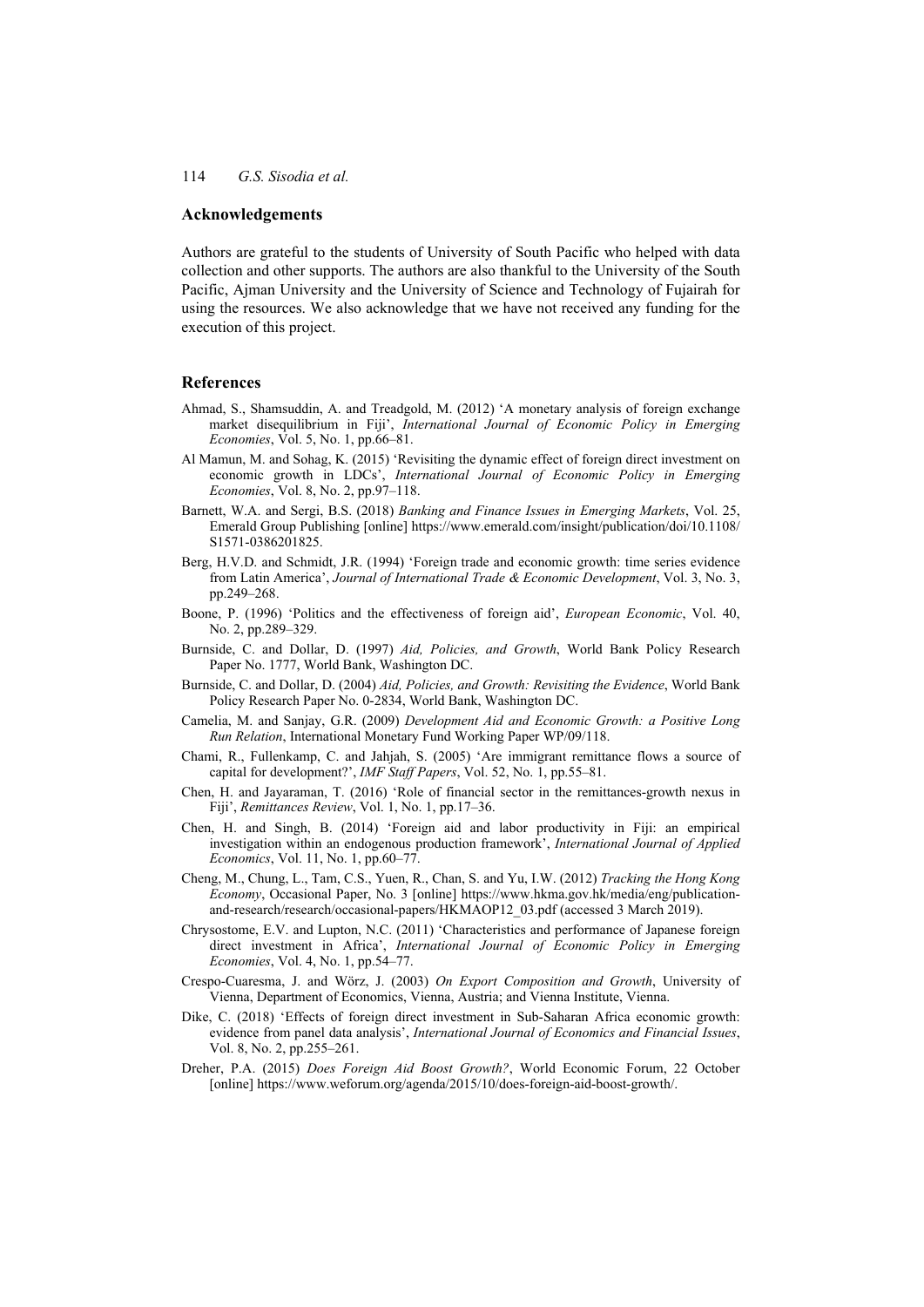## Acknowledgements

Authors are grateful to the students of University of South Pacific who helped with data collection and other supports. The authors are also thankful to the University of the South Pacific, Ajman University and the University of Science and Technology of Fujairah for using the resources. We also acknowledge that we have not received any funding for the execution of this project.

## References

Ahmad, S., Shamsuddin, A. and Treadgold, M. (2012) 'A monetary analysis of foreign exchange market disequilibrium in Fiji', *International Journal of Economic Policy in Emerging Economies*, Vol. 5, No. 1, pp.66–81.

Al Mamun, M. and Sohag, K. (2015) 'Revisiting the dynamic effect of foreign direct investment on economic growth in LDCs', *International Journal of Economic Policy in Emerging Economies*, Vol. 8, No. 2, pp.97–118.

Barnett, W.A. and Sergi, B.S. (2018) *Banking and Finance Issues in Emerging Markets*, Vol. 25, Emerald Group Publishing [online] https://www.emerald.com/insight/publication/doi/10.1108/S1571-0386201825.

Berg, H.V.D. and Schmidt, J.R. (1994) 'Foreign trade and economic growth: time series evidence from Latin America', *Journal of International Trade & Economic Development*, Vol. 3, No. 3, pp.249–268.

Boone, P. (1996) 'Politics and the effectiveness of foreign aid', *European Economic*, Vol. 40, No. 2, pp.289–329.

Burnside, C. and Dollar, D. (1997) *Aid, Policies, and Growth*, World Bank Policy Research Paper No. 1777, World Bank, Washington DC.

Burnside, C. and Dollar, D. (2004) *Aid, Policies, and Growth: Revisiting the Evidence*, World Bank Policy Research Paper No. 0-2834, World Bank, Washington DC.

Camelia, M. and Sanjay, G.R. (2009) *Development Aid and Economic Growth: a Positive Long Run Relation*, International Monetary Fund Working Paper WP/09/118.

Chami, R., Fullenkamp, C. and Jahjah, S. (2005) 'Are immigrant remittance flows a source of capital for development?', *IMF Staff Papers*, Vol. 52, No. 1, pp.55–81.

Chen, H. and Jayaraman, T. (2016) 'Role of financial sector in the remittances-growth nexus in Fiji', *Remittances Review*, Vol. 1, No. 1, pp.17–36.

Chen, H. and Singh, B. (2014) 'Foreign aid and labor productivity in Fiji: an empirical investigation within an endogenous production framework', *International Journal of Applied Economics*, Vol. 11, No. 1, pp.60–77.

Cheng, M., Chung, L., Tam, C.S., Yuen, R., Chan, S. and Yu, I.W. (2012) *Tracking the Hong Kong Economy*, Occasional Paper, No. 3 [online] https://www.hkma.gov.hk/media/eng/publication-and-research/research/occasional-papers/HKMAOP12_03.pdf (accessed 3 March 2019).

Chrysostome, E.V. and Lupton, N.C. (2011) 'Characteristics and performance of Japanese foreign direct investment in Africa', *International Journal of Economic Policy in Emerging Economies*, Vol. 4, No. 1, pp.54–77.

Crespo-Cuaresma, J. and Wörz, J. (2003) *On Export Composition and Growth*, University of Vienna, Department of Economics, Vienna, Austria; and Vienna Institute, Vienna.

Dike, C. (2018) 'Effects of foreign direct investment in Sub-Saharan Africa economic growth: evidence from panel data analysis', *International Journal of Economics and Financial Issues*, Vol. 8, No. 2, pp.255–261.

Dreher, P.A. (2015) *Does Foreign Aid Boost Growth?*, World Economic Forum, 22 October [online] https://www.weforum.org/agenda/2015/10/does-foreign-aid-boost-growth/.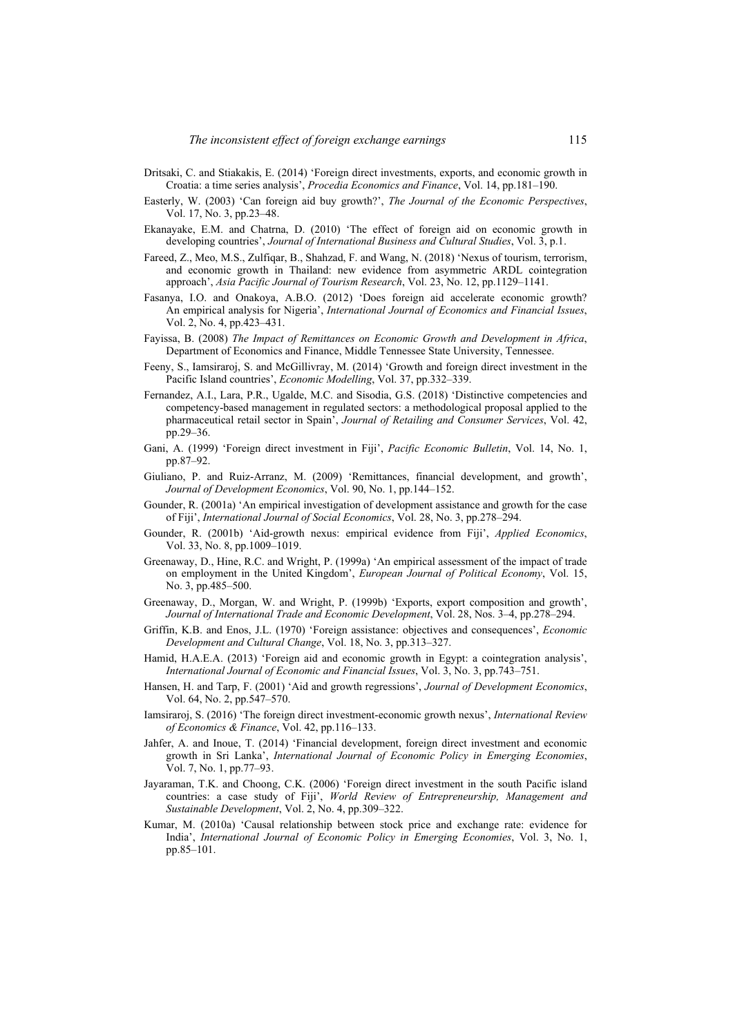Dritsaki, C. and Stiakakis, E. (2014) 'Foreign direct investments, exports, and economic growth in Croatia: a time series analysis', *Procedia Economics and Finance*, Vol. 14, pp.181–190.

Easterly, W. (2003) 'Can foreign aid buy growth?', *The Journal of the Economic Perspectives*, Vol. 17, No. 3, pp.23–48.

Ekanayake, E.M. and Chatrna, D. (2010) 'The effect of foreign aid on economic growth in developing countries', *Journal of International Business and Cultural Studies*, Vol. 3, p.1.

Fareed, Z., Meo, M.S., Zulfiqar, B., Shahzad, F. and Wang, N. (2018) 'Nexus of tourism, terrorism, and economic growth in Thailand: new evidence from asymmetric ARDL cointegration approach', *Asia Pacific Journal of Tourism Research*, Vol. 23, No. 12, pp.1129–1141.

Fasanya, I.O. and Onakoya, A.B.O. (2012) 'Does foreign aid accelerate economic growth? An empirical analysis for Nigeria', *International Journal of Economics and Financial Issues*, Vol. 2, No. 4, pp.423–431.

Fayissa, B. (2008) *The Impact of Remittances on Economic Growth and Development in Africa*, Department of Economics and Finance, Middle Tennessee State University, Tennessee.

Feeny, S., Iamsiraroj, S. and McGillivray, M. (2014) 'Growth and foreign direct investment in the Pacific Island countries', *Economic Modelling*, Vol. 37, pp.332–339.

Fernandez, A.I., Lara, P.R., Ugalde, M.C. and Sisodia, G.S. (2018) 'Distinctive competencies and competency-based management in regulated sectors: a methodological proposal applied to the pharmaceutical retail sector in Spain', *Journal of Retailing and Consumer Services*, Vol. 42, pp.29–36.

Gani, A. (1999) 'Foreign direct investment in Fiji', *Pacific Economic Bulletin*, Vol. 14, No. 1, pp.87–92.

Giuliano, P. and Ruiz-Arranz, M. (2009) 'Remittances, financial development, and growth', *Journal of Development Economics*, Vol. 90, No. 1, pp.144–152.

Gounder, R. (2001a) 'An empirical investigation of development assistance and growth for the case of Fiji', *International Journal of Social Economics*, Vol. 28, No. 3, pp.278–294.

Gounder, R. (2001b) 'Aid-growth nexus: empirical evidence from Fiji', *Applied Economics*, Vol. 33, No. 8, pp.1009–1019.

Greenaway, D., Hine, R.C. and Wright, P. (1999a) 'An empirical assessment of the impact of trade on employment in the United Kingdom', *European Journal of Political Economy*, Vol. 15, No. 3, pp.485–500.

Greenaway, D., Morgan, W. and Wright, P. (1999b) 'Exports, export composition and growth', *Journal of International Trade and Economic Development*, Vol. 28, Nos. 3–4, pp.278–294.

Griffin, K.B. and Enos, J.L. (1970) 'Foreign assistance: objectives and consequences', *Economic Development and Cultural Change*, Vol. 18, No. 3, pp.313–327.

Hamid, H.A.E.A. (2013) 'Foreign aid and economic growth in Egypt: a cointegration analysis', *International Journal of Economic and Financial Issues*, Vol. 3, No. 3, pp.743–751.

Hansen, H. and Tarp, F. (2001) 'Aid and growth regressions', *Journal of Development Economics*, Vol. 64, No. 2, pp.547–570.

Iamsiraroj, S. (2016) 'The foreign direct investment-economic growth nexus', *International Review of Economics & Finance*, Vol. 42, pp.116–133.

Jahfer, A. and Inoue, T. (2014) 'Financial development, foreign direct investment and economic growth in Sri Lanka', *International Journal of Economic Policy in Emerging Economies*, Vol. 7, No. 1, pp.77–93.

Jayaraman, T.K. and Choong, C.K. (2006) 'Foreign direct investment in the south Pacific island countries: a case study of Fiji', *World Review of Entrepreneurship, Management and Sustainable Development*, Vol. 2, No. 4, pp.309–322.

Kumar, M. (2010a) 'Causal relationship between stock price and exchange rate: evidence for India', *International Journal of Economic Policy in Emerging Economies*, Vol. 3, No. 1, pp.85–101.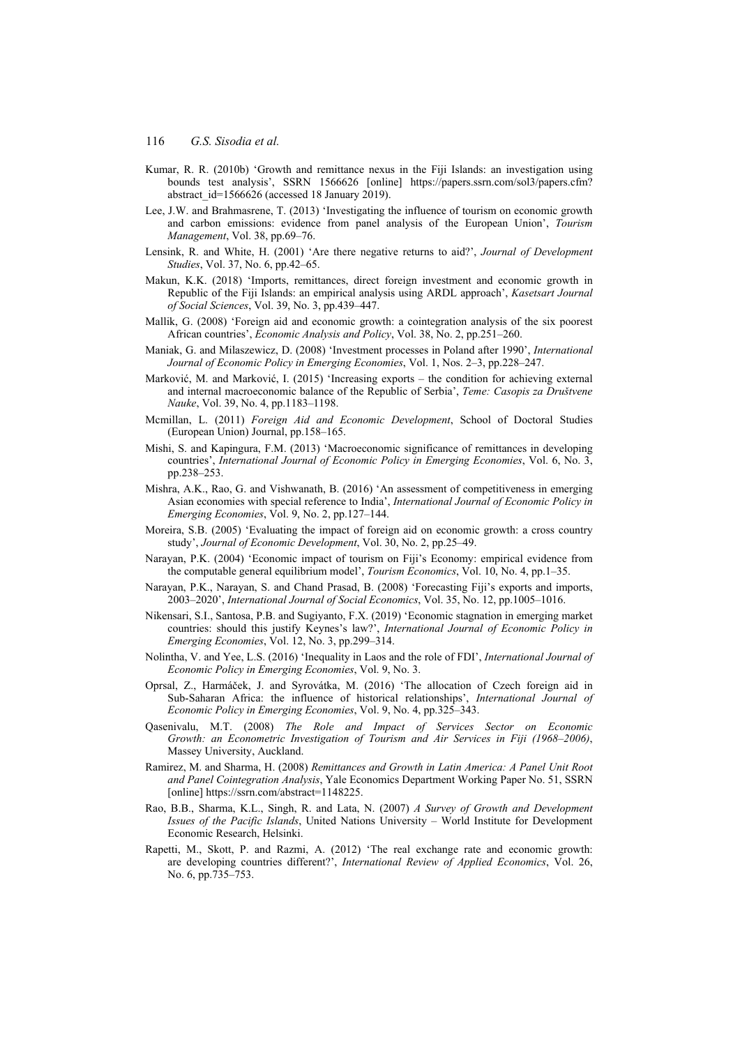Kumar, R. R. (2010b) 'Growth and remittance nexus in the Fiji Islands: an investigation using bounds test analysis', SSRN 1566626 [online] https://papers.ssrn.com/sol3/papers.cfm?abstract_id=1566626 (accessed 18 January 2019).

Lee, J.W. and Brahmasrene, T. (2013) 'Investigating the influence of tourism on economic growth and carbon emissions: evidence from panel analysis of the European Union', *Tourism Management*, Vol. 38, pp.69–76.

Lensink, R. and White, H. (2001) 'Are there negative returns to aid?', *Journal of Development Studies*, Vol. 37, No. 6, pp.42–65.

Makun, K.K. (2018) 'Imports, remittances, direct foreign investment and economic growth in Republic of the Fiji Islands: an empirical analysis using ARDL approach', *Kasetsart Journal of Social Sciences*, Vol. 39, No. 3, pp.439–447.

Mallik, G. (2008) 'Foreign aid and economic growth: a cointegration analysis of the six poorest African countries', *Economic Analysis and Policy*, Vol. 38, No. 2, pp.251–260.

Maniak, G. and Milaszewicz, D. (2008) 'Investment processes in Poland after 1990', *International Journal of Economic Policy in Emerging Economies*, Vol. 1, Nos. 2–3, pp.228–247.

Marković, M. and Marković, I. (2015) 'Increasing exports – the condition for achieving external and internal macroeconomic balance of the Republic of Serbia', *Teme: Casopis za Društvene Nauke*, Vol. 39, No. 4, pp.1183–1198.

Mcmillan, L. (2011) *Foreign Aid and Economic Development*, School of Doctoral Studies (European Union) Journal, pp.158–165.

Mishi, S. and Kapingura, F.M. (2013) 'Macroeconomic significance of remittances in developing countries', *International Journal of Economic Policy in Emerging Economies*, Vol. 6, No. 3, pp.238–253.

Mishra, A.K., Rao, G. and Vishwanath, B. (2016) 'An assessment of competitiveness in emerging Asian economies with special reference to India', *International Journal of Economic Policy in Emerging Economies*, Vol. 9, No. 2, pp.127–144.

Moreira, S.B. (2005) 'Evaluating the impact of foreign aid on economic growth: a cross country study', *Journal of Economic Development*, Vol. 30, No. 2, pp.25–49.

Narayan, P.K. (2004) 'Economic impact of tourism on Fiji's Economy: empirical evidence from the computable general equilibrium model', *Tourism Economics*, Vol. 10, No. 4, pp.1–35.

Narayan, P.K., Narayan, S. and Chand Prasad, B. (2008) 'Forecasting Fiji's exports and imports, 2003–2020', *International Journal of Social Economics*, Vol. 35, No. 12, pp.1005–1016.

Nikensari, S.I., Santosa, P.B. and Sugiyanto, F.X. (2019) 'Economic stagnation in emerging market countries: should this justify Keynes's law?', *International Journal of Economic Policy in Emerging Economies*, Vol. 12, No. 3, pp.299–314.

Nolintha, V. and Yee, L.S. (2016) 'Inequality in Laos and the role of FDI', *International Journal of Economic Policy in Emerging Economies*, Vol. 9, No. 3.

Oprsal, Z., Harmáček, J. and Syrovátka, M. (2016) 'The allocation of Czech foreign aid in Sub-Saharan Africa: the influence of historical relationships', *International Journal of Economic Policy in Emerging Economies*, Vol. 9, No. 4, pp.325–343.

Qasenivalu, M.T. (2008) *The Role and Impact of Services Sector on Economic Growth: an Econometric Investigation of Tourism and Air Services in Fiji (1968–2006)*, Massey University, Auckland.

Ramirez, M. and Sharma, H. (2008) *Remittances and Growth in Latin America: A Panel Unit Root and Panel Cointegration Analysis*, Yale Economics Department Working Paper No. 51, SSRN [online] https://ssrn.com/abstract=1148225.

Rao, B.B., Sharma, K.L., Singh, R. and Lata, N. (2007) *A Survey of Growth and Development Issues of the Pacific Islands*, United Nations University – World Institute for Development Economic Research, Helsinki.

Rapetti, M., Skott, P. and Razmi, A. (2012) 'The real exchange rate and economic growth: are developing countries different?', *International Review of Applied Economics*, Vol. 26, No. 6, pp.735–753.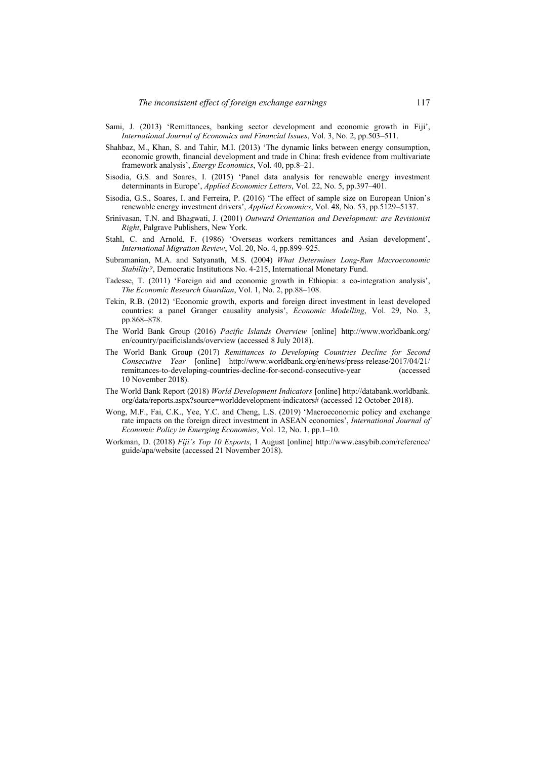Sami, J. (2013) 'Remittances, banking sector development and economic growth in Fiji', *International Journal of Economics and Financial Issues*, Vol. 3, No. 2, pp.503–511.

Shahbaz, M., Khan, S. and Tahir, M.I. (2013) 'The dynamic links between energy consumption, economic growth, financial development and trade in China: fresh evidence from multivariate framework analysis', *Energy Economics*, Vol. 40, pp.8–21.

Sisodia, G.S. and Soares, I. (2015) 'Panel data analysis for renewable energy investment determinants in Europe', *Applied Economics Letters*, Vol. 22, No. 5, pp.397–401.

Sisodia, G.S., Soares, I. and Ferreira, P. (2016) 'The effect of sample size on European Union's renewable energy investment drivers', *Applied Economics*, Vol. 48, No. 53, pp.5129–5137.

Srinivasan, T.N. and Bhagwati, J. (2001) *Outward Orientation and Development: are Revisionist Right*, Palgrave Publishers, New York.

Stahl, C. and Arnold, F. (1986) 'Overseas workers remittances and Asian development', *International Migration Review*, Vol. 20, No. 4, pp.899–925.

Subramanian, M.A. and Satyanath, M.S. (2004) *What Determines Long-Run Macroeconomic Stability?*, Democratic Institutions No. 4-215, International Monetary Fund.

Tadesse, T. (2011) 'Foreign aid and economic growth in Ethiopia: a co-integration analysis', *The Economic Research Guardian*, Vol. 1, No. 2, pp.88–108.

Tekin, R.B. (2012) 'Economic growth, exports and foreign direct investment in least developed countries: a panel Granger causality analysis', *Economic Modelling*, Vol. 29, No. 3, pp.868–878.

The World Bank Group (2016) *Pacific Islands Overview* [online] http://www.worldbank.org/en/country/pacificislands/overview (accessed 8 July 2018).

The World Bank Group (2017) *Remittances to Developing Countries Decline for Second Consecutive Year* [online] http://www.worldbank.org/en/news/press-release/2017/04/21/remittances-to-developing-countries-decline-for-second-consecutive-year (accessed 10 November 2018).

The World Bank Report (2018) *World Development Indicators* [online] http://databank.worldbank.org/data/reports.aspx?source=worlddevelopment-indicators# (accessed 12 October 2018).

Wong, M.F., Fai, C.K., Yee, Y.C. and Cheng, L.S. (2019) 'Macroeconomic policy and exchange rate impacts on the foreign direct investment in ASEAN economies', *International Journal of Economic Policy in Emerging Economies*, Vol. 12, No. 1, pp.1–10.

Workman, D. (2018) *Fiji's Top 10 Exports*, 1 August [online] http://www.easybib.com/reference/guide/apa/website (accessed 21 November 2018).